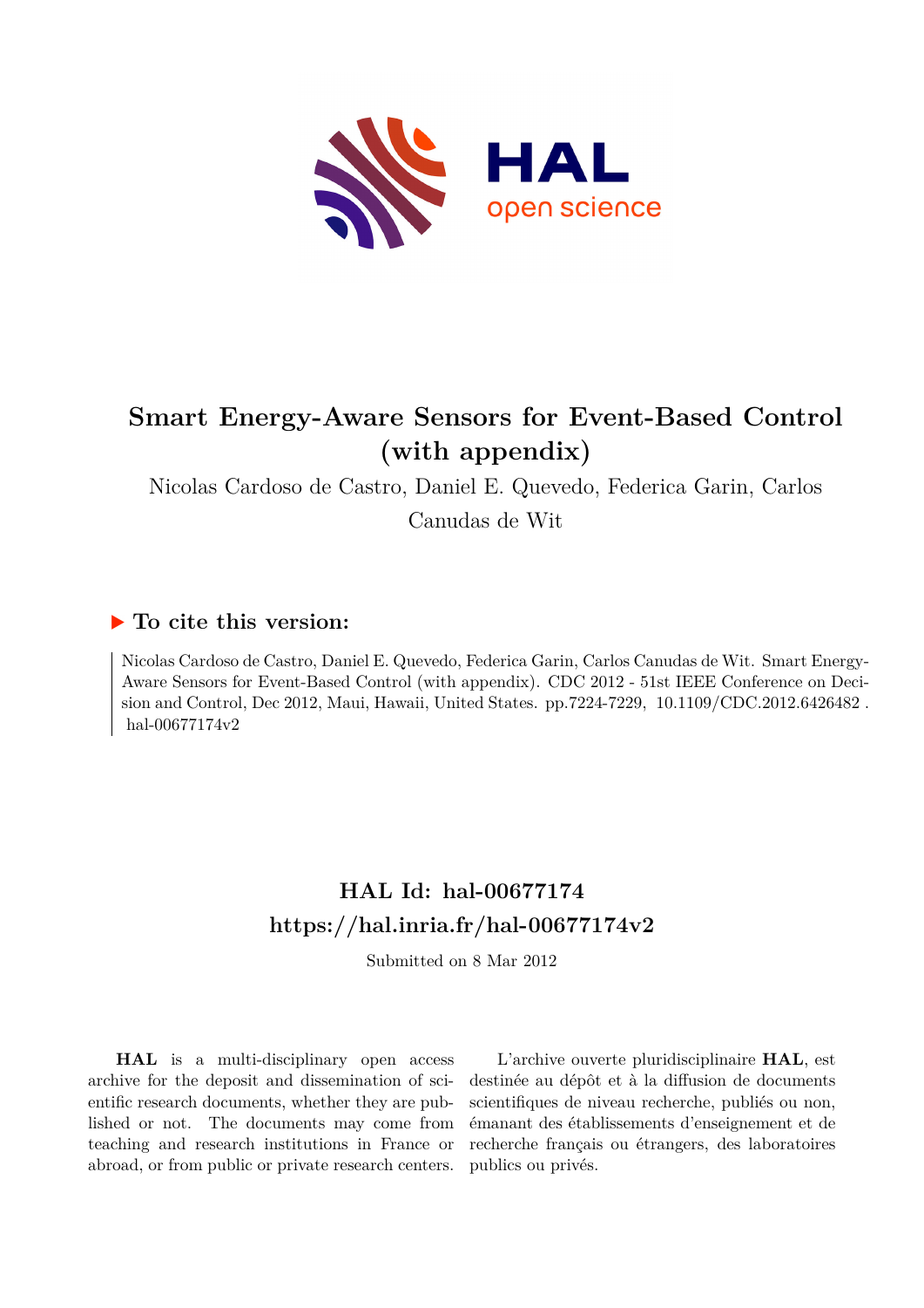# Smart Energy-Aware Sensors for Event-Based Control (with appendix)

Nicolas Cardoso de Castro, Daniel E. Quevedo, Federica Garin, Carlos Canudas de Wit

## ▶ To cite this version:

Nicolas Cardoso de Castro, Daniel E. Quevedo, Federica Garin, Carlos Canudas de Wit. Smart Energy-Aware Sensors for Event-Based Control (with appendix). CDC 2012 - 51st IEEE Conference on Decision and Control, Dec 2012, Maui, Hawaii, United States. pp.7224-7229, 10.1109/CDC.2012.6426482. hal-00677174v2

## HAL Id: hal-00677174
## https://hal.inria.fr/hal-00677174v2

Submitted on 8 Mar 2012

**HAL** is a multi-disciplinary open access archive for the deposit and dissemination of scientific research documents, whether they are published or not. The documents may come from teaching and research institutions in France or abroad, or from public or private research centers.

L'archive ouverte pluridisciplinaire **HAL**, est destinée au dépôt et à la diffusion de documents scientifiques de niveau recherche, publiés ou non, émanant des établissements d'enseignement et de recherche français ou étrangers, des laboratoires publics ou privés.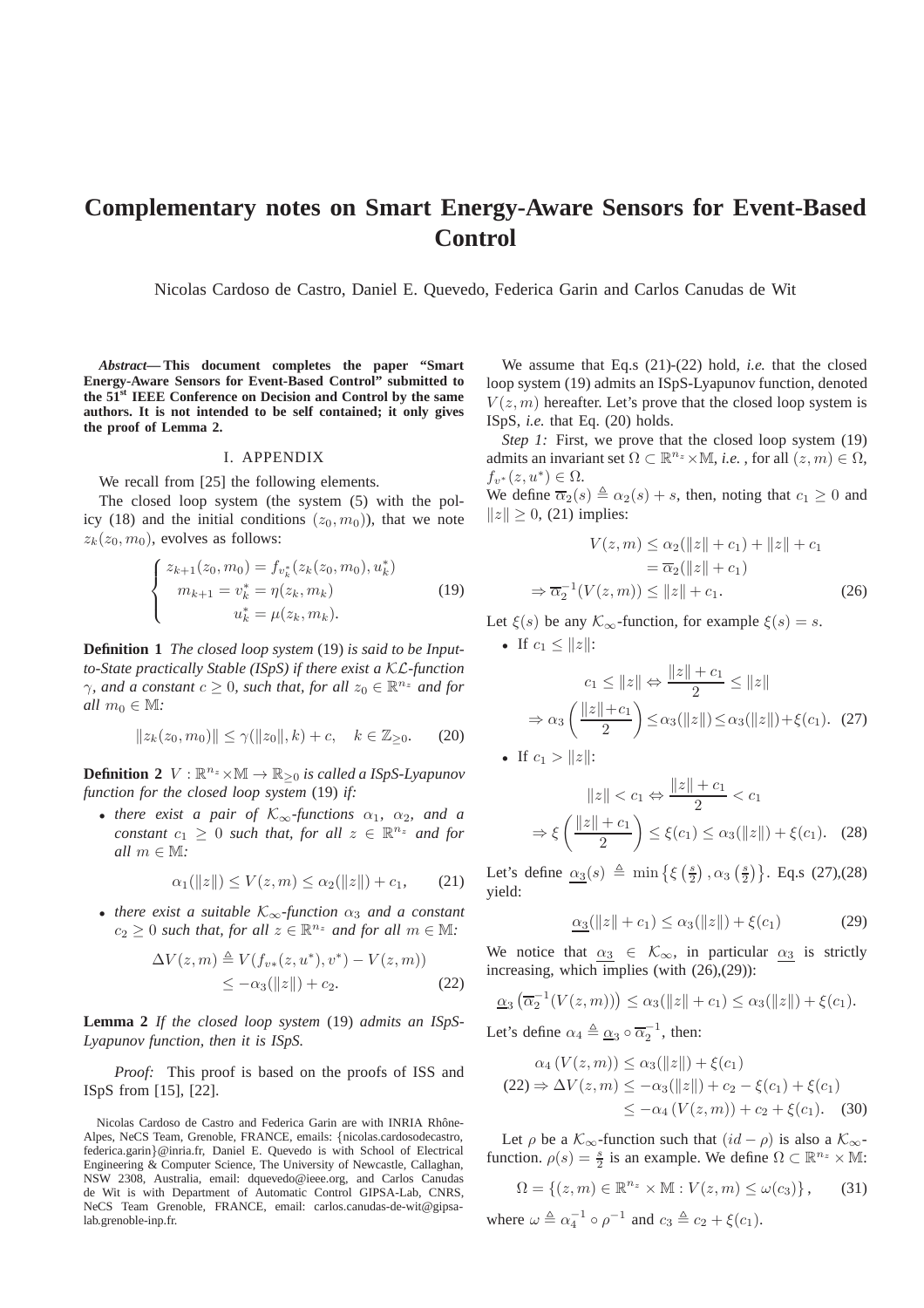# Complementary notes on Smart Energy-Aware Sensors for Event-Based Control

Nicolas Cardoso de Castro, Daniel E. Quevedo, Federica Garin and Carlos Canudas de Wit

***Abstract*— This document completes the paper "Smart Energy-Aware Sensors for Event-Based Control" submitted to the 51st IEEE Conference on Decision and Control by the same authors. It is not intended to be self contained; it only gives the proof of Lemma 2.**

## I. APPENDIX

We recall from [25] the following elements.

The closed loop system (the system (5) with the policy (18) and the initial conditions $(z_0, m_0)$), that we note $z_k(z_0, m_0)$, evolves as follows:

$$\left\{ \begin{array}{c} z_{k+1}(z_0, m_0) = f_{v_k^*}(z_k(z_0, m_0), u_k^*) \\ m_{k+1} = v_k^* = \eta(z_k, m_k) \\ u_k^* = \mu(z_k, m_k). \end{array} \right. \tag{19}$$

**Definition 1** *The closed loop system* (19) *is said to be Input-to-State practically Stable (ISpS) if there exist a $\mathcal{KL}$-function $\gamma$, and a constant $c \geq 0$, such that, for all $z_0 \in \mathbb{R}^{n_z}$ and for all $m_0 \in \mathbb{M}$:*

$$\|z_k(z_0, m_0)\| \leq \gamma(\|z_0\|, k) + c, \quad k \in \mathbb{Z}_{\geq 0}. \tag{20}$$

**Definition 2** *$V : \mathbb{R}^{n_z} \times \mathbb{M} \to \mathbb{R}_{\geq 0}$ is called a ISpS-Lyapunov function for the closed loop system* (19) *if:*

- *there exist a pair of $\mathcal{K}_\infty$-functions $\alpha_1$, $\alpha_2$, and a constant $c_1 \geq 0$ such that, for all $z \in \mathbb{R}^{n_z}$ and for all $m \in \mathbb{M}$:*

$$\alpha_1(\|z\|) \leq V(z, m) \leq \alpha_2(\|z\|) + c_1, \tag{21}$$

- *there exist a suitable $\mathcal{K}_\infty$-function $\alpha_3$ and a constant $c_2 \geq 0$ such that, for all $z \in \mathbb{R}^{n_z}$ and for all $m \in \mathbb{M}$:*

$$\begin{aligned} \Delta V(z, m) &\triangleq V(f_{v*}(z, u^*), v^*) - V(z, m)) \\ &\leq -\alpha_3(\|z\|) + c_2. \end{aligned} \tag{22}$$

**Lemma 2** *If the closed loop system* (19) *admits an ISpS-Lyapunov function, then it is ISpS.*

*Proof:* This proof is based on the proofs of ISS and ISpS from [15], [22].

We assume that Eq.s (21)-(22) hold, *i.e.* that the closed loop system (19) admits an ISpS-Lyapunov function, denoted $V(z, m)$ hereafter. Let's prove that the closed loop system is ISpS, *i.e.* that Eq. (20) holds.

*Step 1:* First, we prove that the closed loop system (19) admits an invariant set $\Omega \subset \mathbb{R}^{n_z} \times \mathbb{M}$, *i.e.* , for all $(z, m) \in \Omega$, $f_{v^*}(z, u^*) \in \Omega$.

We define $\overline{\alpha}_2(s) \triangleq \alpha_2(s) + s$, then, noting that $c_1 \geq 0$ and $\|z\| \geq 0$, (21) implies:

$$\begin{aligned} V(z, m) &\leq \alpha_2(\|z\| + c_1) + \|z\| + c_1 \\ &= \overline{\alpha}_2(\|z\| + c_1) \\ \Rightarrow \overline{\alpha}_2^{-1}(V(z, m)) &\leq \|z\| + c_1. \end{aligned} \tag{26}$$

Let $\xi(s)$ be any $\mathcal{K}_\infty$-function, for example $\xi(s) = s$.

- If $c_1 \leq \|z\|$:

$$\begin{aligned} c_1 \leq \|z\| \Leftrightarrow \frac{\|z\| + c_1}{2} \leq \|z\| \\ \Rightarrow \alpha_3\left(\frac{\|z\| + c_1}{2}\right) \leq \alpha_3(\|z\|) \leq \alpha_3(\|z\|) + \xi(c_1). \end{aligned} \tag{27}$$

- If $c_1 > \|z\|$:

$$\begin{aligned} \|z\| < c_1 \Leftrightarrow \frac{\|z\| + c_1}{2} < c_1 \\ \Rightarrow \xi\left(\frac{\|z\| + c_1}{2}\right) \leq \xi(c_1) \leq \alpha_3(\|z\|) + \xi(c_1). \end{aligned} \tag{28}$$

Let's define $\underline{\alpha_3}(s) \triangleq \min\left\{\xi\left(\frac{s}{2}\right), \alpha_3\left(\frac{s}{2}\right)\right\}$. Eq.s (27),(28) yield:

$$\underline{\alpha_3}(\|z\| + c_1) \leq \alpha_3(\|z\|) + \xi(c_1) \tag{29}$$

We notice that $\underline{\alpha_3} \in \mathcal{K}_\infty$, in particular $\underline{\alpha_3}$ is strictly increasing, which implies (with (26),(29)):

$$\underline{\alpha_3}\left(\overline{\alpha}_2^{-1}(V(z, m))\right) \leq \alpha_3(\|z\| + c_1) \leq \alpha_3(\|z\|) + \xi(c_1).$$

Let's define $\alpha_4 \triangleq \underline{\alpha_3} \circ \overline{\alpha}_2^{-1}$, then:

$$\begin{aligned} \alpha_4\left(V(z, m)\right) &\leq \alpha_3(\|z\|) + \xi(c_1) \\ (22) \Rightarrow \Delta V(z, m) &\leq -\alpha_3(\|z\|) + c_2 - \xi(c_1) + \xi(c_1) \\ &\leq -\alpha_4\left(V(z, m)\right) + c_2 + \xi(c_1). \end{aligned} \tag{30}$$

Let $\rho$ be a $\mathcal{K}_\infty$-function such that $(id - \rho)$ is also a $\mathcal{K}_\infty$-function. $\rho(s) = \frac{s}{2}$ is an example. We define $\Omega \subset \mathbb{R}^{n_z} \times \mathbb{M}$:

$$\Omega = \left\{(z, m) \in \mathbb{R}^{n_z} \times \mathbb{M} : V(z, m) \leq \omega(c_3)\right\}, \tag{31}$$

where $\omega \triangleq \alpha_4^{-1} \circ \rho^{-1}$ and $c_3 \triangleq c_2 + \xi(c_1)$.

Nicolas Cardoso de Castro and Federica Garin are with INRIA Rhône-Alpes, NeCS Team, Grenoble, FRANCE, emails: {nicolas.cardosodecastro, federica.garin}@inria.fr, Daniel E. Quevedo is with School of Electrical Engineering & Computer Science, The University of Newcastle, Callaghan, NSW 2308, Australia, email: dquevedo@ieee.org, and Carlos Canudas de Wit is with Department of Automatic Control GIPSA-Lab, CNRS, NeCS Team Grenoble, FRANCE, email: carlos.canudas-de-wit@gipsa-lab.grenoble-inp.fr.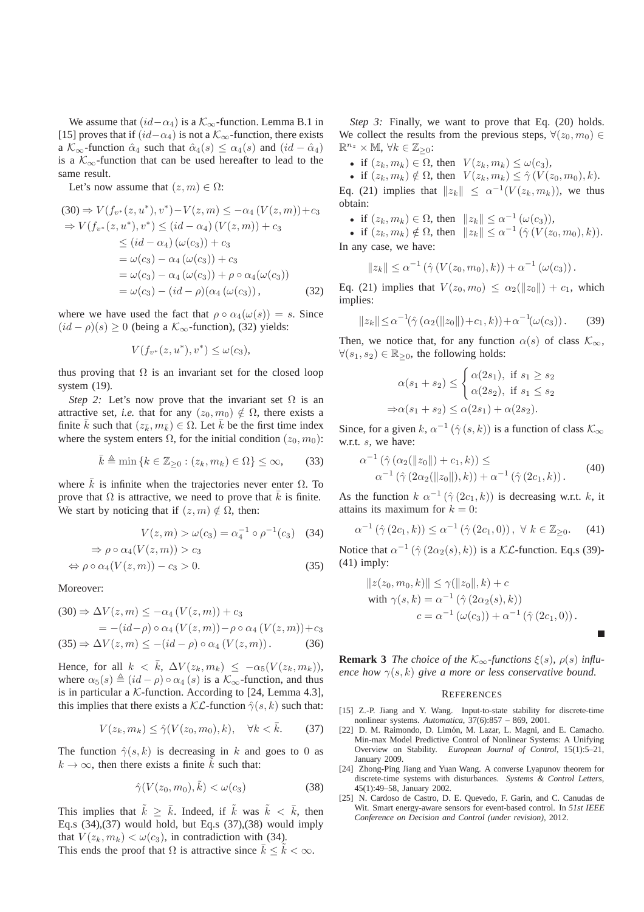We assume that $(id-\alpha_4)$ is a $\mathcal{K}_\infty$-function. Lemma B.1 in [15] proves that if $(id-\alpha_4)$ is not a $\mathcal{K}_\infty$-function, there exists a $\mathcal{K}_\infty$-function $\hat{\alpha}_4$ such that $\hat{\alpha}_4(s) \leq \alpha_4(s)$ and $(id - \hat{\alpha}_4)$ is a $\mathcal{K}_\infty$-function that can be used hereafter to lead to the same result.

Let's now assume that $(z, m) \in \Omega$:

$$
\begin{aligned}
(30) &\Rightarrow V(f_{v^*}(z, u^*), v^*) - V(z, m) \leq -\alpha_4\left(V(z, m)\right) + c_3 \\
&\Rightarrow V(f_{v^*}(z, u^*), v^*) \leq (id - \alpha_4)\left(V(z, m)\right) + c_3 \\
&\qquad \leq (id - \alpha_4)\left(\omega(c_3)\right) + c_3 \\
&\qquad = \omega(c_3) - \alpha_4\left(\omega(c_3)\right) + c_3 \\
&\qquad = \omega(c_3) - \alpha_4\left(\omega(c_3)\right) + \rho \circ \alpha_4(\omega(c_3)) \\
&\qquad = \omega(c_3) - (id - \rho)(\alpha_4\left(\omega(c_3)\right)), \qquad (32)
\end{aligned}
$$

where we have used the fact that $\rho \circ \alpha_4(\omega(s)) = s$. Since $(id - \rho)(s) \geq 0$ (being a $\mathcal{K}_\infty$-function), (32) yields:

$$
V(f_{v^*}(z, u^*), v^*) \leq \omega(c_3),
$$

thus proving that $\Omega$ is an invariant set for the closed loop system (19).

*Step 2:* Let's now prove that the invariant set $\Omega$ is an attractive set, *i.e.* that for any $(z_0, m_0) \notin \Omega$, there exists a finite $\bar{k}$ such that $(z_{\bar{k}}, m_{\bar{k}}) \in \Omega$. Let $\bar{k}$ be the first time index where the system enters $\Omega$, for the initial condition $(z_0, m_0)$:

$$
\bar{k} \triangleq \min\left\{k \in \mathbb{Z}_{\geq 0} : (z_k, m_k) \in \Omega\right\} \leq \infty, \qquad (33)
$$

where $\bar{k}$ is infinite when the trajectories never enter $\Omega$. To prove that $\Omega$ is attractive, we need to prove that $\bar{k}$ is finite. We start by noticing that if $(z, m) \notin \Omega$, then:

$$
\begin{aligned}
V(z, m) > \omega(c_3) = \alpha_4^{-1} \circ \rho^{-1}(c_3) \quad (34) \\
\Rightarrow \rho \circ \alpha_4(V(z, m)) > c_3 \\
\Leftrightarrow \rho \circ \alpha_4(V(z, m)) - c_3 > 0. \qquad (35)
\end{aligned}
$$

Moreover:

$$
\begin{aligned}
(30) &\Rightarrow \Delta V(z, m) \leq -\alpha_4\left(V(z, m)\right) + c_3 \\
&\qquad = -(id - \rho) \circ \alpha_4\left(V(z, m)\right) - \rho \circ \alpha_4\left(V(z, m)\right) + c_3 \\
(35) &\Rightarrow \Delta V(z, m) \leq -(id - \rho) \circ \alpha_4\left(V(z, m)\right). \qquad (36)
\end{aligned}
$$

Hence, for all $k < \bar{k}$, $\Delta V(z_k, m_k) \leq -\alpha_5(V(z_k, m_k))$, where $\alpha_5(s) \triangleq (id - \rho) \circ \alpha_4(s)$ is a $\mathcal{K}_\infty$-function, and thus is in particular a $\mathcal{K}$-function. According to [24, Lemma 4.3], this implies that there exists a $\mathcal{KL}$-function $\hat{\gamma}(s, k)$ such that:

$$
V(z_k, m_k) \leq \hat{\gamma}(V(z_0, m_0), k), \quad \forall k < \bar{k}. \qquad (37)
$$

The function $\hat{\gamma}(s, k)$ is decreasing in $k$ and goes to 0 as $k \to \infty$, then there exists a finite $\tilde{k}$ such that:

$$
\hat{\gamma}(V(z_0, m_0), \tilde{k}) < \omega(c_3) \qquad (38)
$$

This implies that $\tilde{k} \geq \bar{k}$. Indeed, if $\tilde{k}$ was $\tilde{k} < \bar{k}$, then Eq.s (34),(37) would hold, but Eq.s (37),(38) would imply that $V(z_k, m_k) < \omega(c_3)$, in contradiction with (34).

This ends the proof that $\Omega$ is attractive since $\bar{k} \leq \tilde{k} < \infty$.

*Step 3:* Finally, we want to prove that Eq. (20) holds. We collect the results from the previous steps, $\forall (z_0, m_0) \in \mathbb{R}^{n_z} \times \mathbb{M}$, $\forall k \in \mathbb{Z}_{\geq 0}$:

- if $(z_k, m_k) \in \Omega$, then $V(z_k, m_k) \leq \omega(c_3)$,
- if $(z_k, m_k) \notin \Omega$, then $V(z_k, m_k) \leq \hat{\gamma}\left(V(z_0, m_0), k\right)$.

Eq. (21) implies that $\|z_k\| \leq \alpha^{-1}(V(z_k, m_k))$, we thus obtain:

- if $(z_k, m_k) \in \Omega$, then $\|z_k\| \leq \alpha^{-1}\left(\omega(c_3)\right)$,
- if $(z_k, m_k) \notin \Omega$, then $\|z_k\| \leq \alpha^{-1}\left(\hat{\gamma}\left(V(z_0, m_0), k\right)\right)$.

In any case, we have:

$$
\|z_k\| \leq \alpha^{-1}\left(\hat{\gamma}\left(V(z_0, m_0), k\right)\right) + \alpha^{-1}\left(\omega(c_3)\right).
$$

Eq. (21) implies that $V(z_0, m_0) \leq \alpha_2(\|z_0\|) + c_1$, which implies:

$$
\|z_k\| \leq \alpha^{-1}\left(\hat{\gamma}\left(\alpha_2(\|z_0\|) + c_1, k\right)\right) + \alpha^{-1}\left(\omega(c_3)\right). \qquad (39)
$$

Then, we notice that, for any function $\alpha(s)$ of class $\mathcal{K}_\infty$, $\forall (s_1, s_2) \in \mathbb{R}_{\geq 0}$, the following holds:

$$
\begin{aligned}
\alpha(s_1 + s_2) &\leq \begin{cases} \alpha(2s_1), & \text{if } s_1 \geq s_2 \\ \alpha(2s_2), & \text{if } s_1 \leq s_2 \end{cases} \\
\Rightarrow \alpha(s_1 + s_2) &\leq \alpha(2s_1) + \alpha(2s_2).
\end{aligned}
$$

Since, for a given $k$, $\alpha^{-1}\left(\hat{\gamma}\left(s, k\right)\right)$ is a function of class $\mathcal{K}_\infty$ w.r.t. $s$, we have:

$$
\begin{aligned}
&\alpha^{-1}\left(\hat{\gamma}\left(\alpha_2(\|z_0\|) + c_1, k\right)\right) \leq \\
&\qquad \alpha^{-1}\left(\hat{\gamma}\left(2\alpha_2(\|z_0\|), k\right)\right) + \alpha^{-1}\left(\hat{\gamma}\left(2c_1, k\right)\right).
\end{aligned} \qquad (40)
$$

As the function $k \ \alpha^{-1}\left(\hat{\gamma}\left(2c_1, k\right)\right)$ is decreasing w.r.t. $k$, it attains its maximum for $k = 0$:

$$
\alpha^{-1}\left(\hat{\gamma}\left(2c_1, k\right)\right) \leq \alpha^{-1}\left(\hat{\gamma}\left(2c_1, 0\right)\right), \ \forall \ k \in \mathbb{Z}_{\geq 0}. \qquad (41)
$$

Notice that $\alpha^{-1}\left(\hat{\gamma}\left(2\alpha_2(s), k\right)\right)$ is a $\mathcal{KL}$-function. Eq.s (39)-(41) imply:

$$
\begin{aligned}
&\|z(z_0, m_0, k)\| \leq \gamma(\|z_0\|, k) + c \\
&\text{with } \gamma(s, k) = \alpha^{-1}\left(\hat{\gamma}\left(2\alpha_2(s), k\right)\right) \\
&\qquad\qquad c = \alpha^{-1}\left(\omega(c_3)\right) + \alpha^{-1}\left(\hat{\gamma}\left(2c_1, 0\right)\right).
\end{aligned}
$$

∎

**Remark 3** *The choice of the $\mathcal{K}_\infty$-functions $\xi(s)$, $\rho(s)$ influence how $\gamma(s, k)$ give a more or less conservative bound.*

## References

[15] Z.-P. Jiang and Y. Wang. Input-to-state stability for discrete-time nonlinear systems. *Automatica*, 37(6):857 – 869, 2001.

[22] D. M. Raimondo, D. Limón, M. Lazar, L. Magni, and E. Camacho. Min-max Model Predictive Control of Nonlinear Systems: A Unifying Overview on Stability. *European Journal of Control*, 15(1):5–21, January 2009.

[24] Zhong-Ping Jiang and Yuan Wang. A converse Lyapunov theorem for discrete-time systems with disturbances. *Systems & Control Letters*, 45(1):49–58, January 2002.

[25] N. Cardoso de Castro, D. E. Quevedo, F. Garin, and C. Canudas de Wit. Smart energy-aware sensors for event-based control. In *51st IEEE Conference on Decision and Control (under revision)*, 2012.